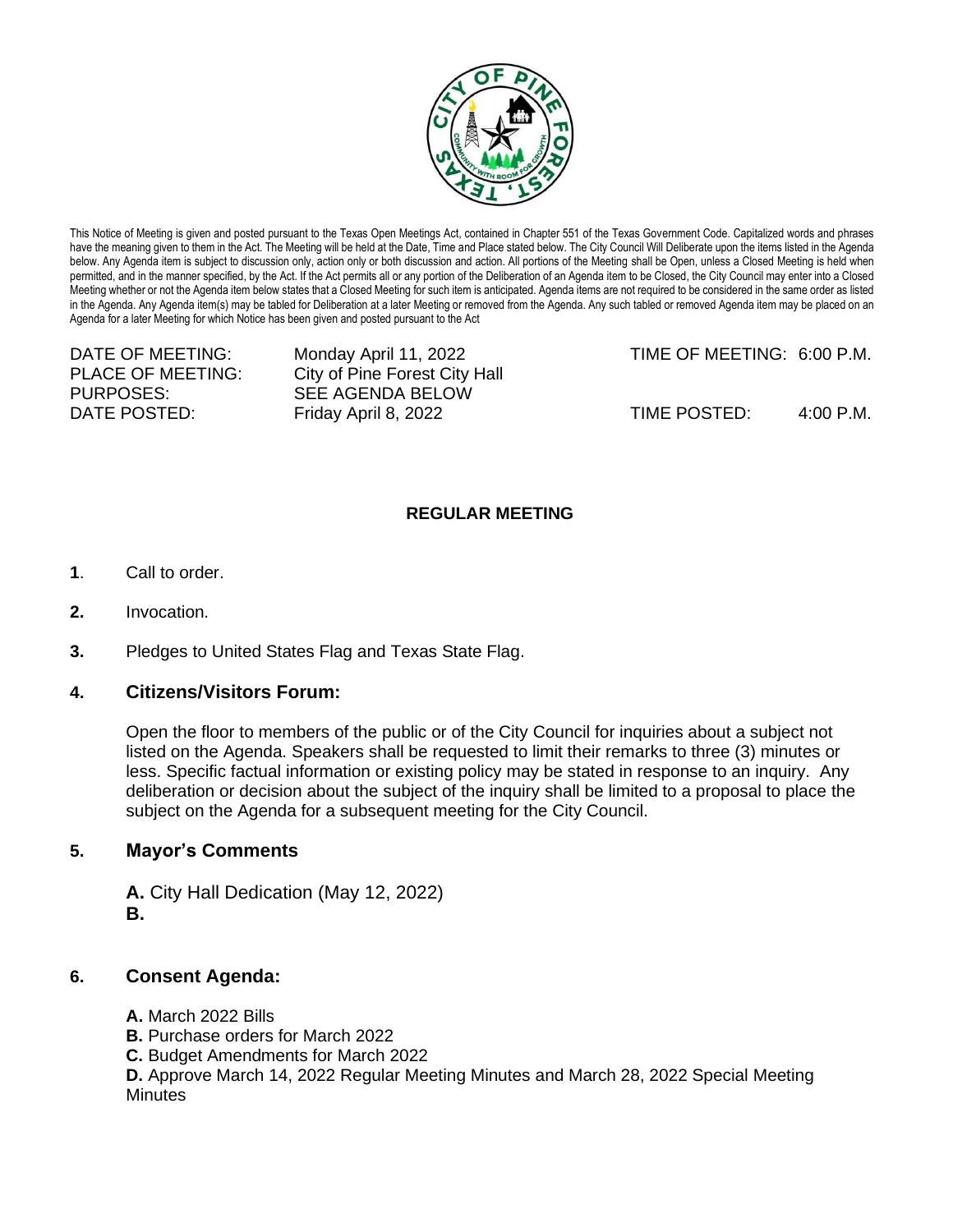This Notice of Meeting is given and posted pursuant to the Texas Open Meetings Act, contained in Chapter 551 of the Texas Government Code. Capitalized words and phrases have the meaning given to them in the Act. The Meeting will be held at the Date, Time and Place stated below. The City Council Will Deliberate upon the items listed in the Agenda below. Any Agenda item is subject to discussion only, action only or both discussion and action. All portions of the Meeting shall be Open, unless a Closed Meeting is held when permitted, and in the manner specified, by the Act. If the Act permits all or any portion of the Deliberation of an Agenda item to be Closed, the City Council may enter into a Closed Meeting whether or not the Agenda item below states that a Closed Meeting for such item is anticipated. Agenda items are not required to be considered in the same order as listed in the Agenda. Any Agenda item(s) may be tabled for Deliberation at a later Meeting or removed from the Agenda. Any such tabled or removed Agenda item may be placed on an Agenda for a later Meeting for which Notice has been given and posted pursuant to the Act

DATE OF MEETING: Monday April 11, 2022 TIME OF MEETING: 6:00 P.M.
PLACE OF MEETING: City of Pine Forest City Hall
PURPOSES: SEE AGENDA BELOW
DATE POSTED: Friday April 8, 2022 TIME POSTED: 4:00 P.M.

**REGULAR MEETING**

**1**. Call to order.

**2.** Invocation.

**3.** Pledges to United States Flag and Texas State Flag.

## 4. Citizens/Visitors Forum:

Open the floor to members of the public or of the City Council for inquiries about a subject not listed on the Agenda. Speakers shall be requested to limit their remarks to three (3) minutes or less. Specific factual information or existing policy may be stated in response to an inquiry. Any deliberation or decision about the subject of the inquiry shall be limited to a proposal to place the subject on the Agenda for a subsequent meeting for the City Council.

## 5. Mayor's Comments

**A.** City Hall Dedication (May 12, 2022)
**B.**

## 6. Consent Agenda:

**A.** March 2022 Bills
**B.** Purchase orders for March 2022
**C.** Budget Amendments for March 2022
**D.** Approve March 14, 2022 Regular Meeting Minutes and March 28, 2022 Special Meeting Minutes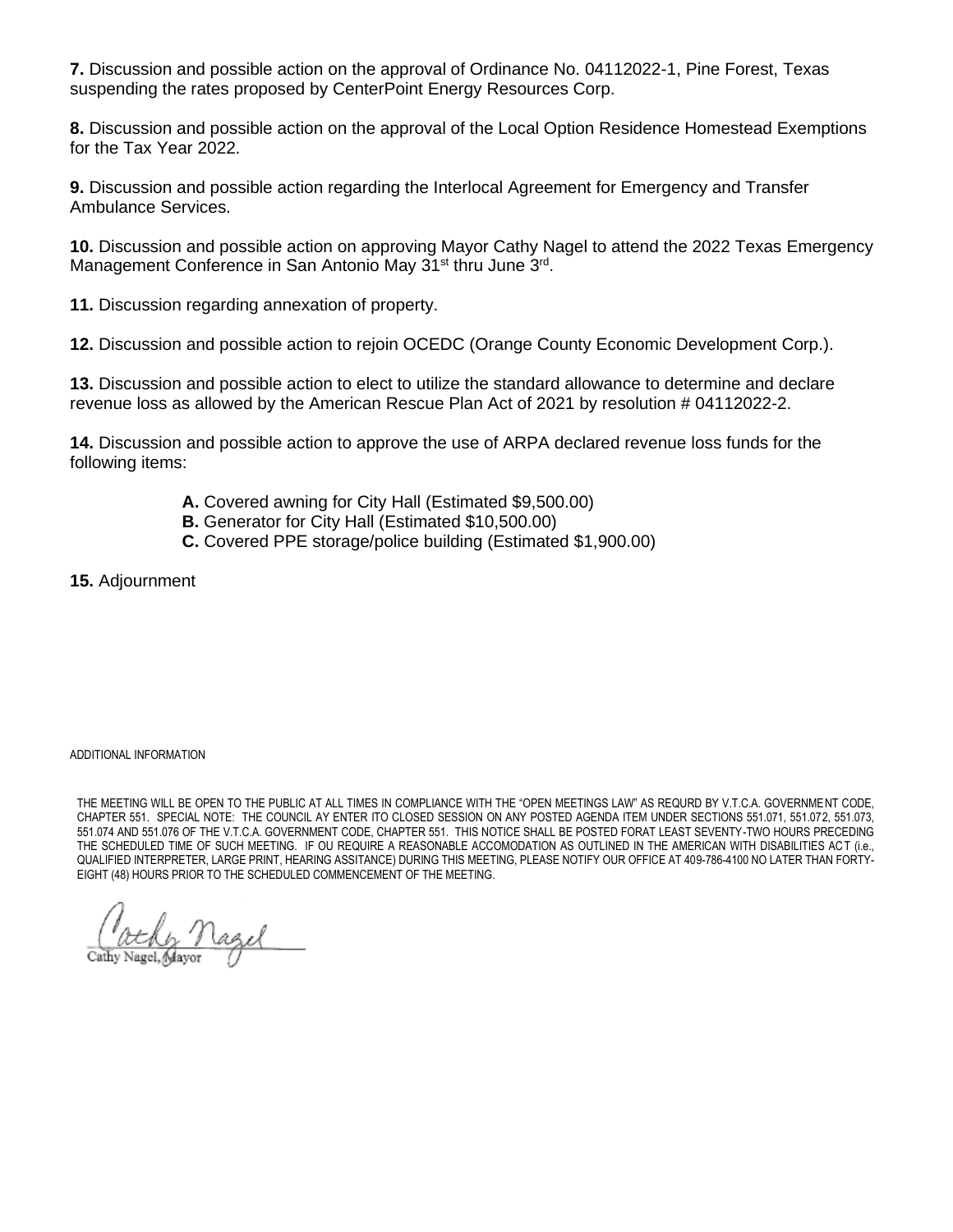**7.** Discussion and possible action on the approval of Ordinance No. 04112022-1, Pine Forest, Texas suspending the rates proposed by CenterPoint Energy Resources Corp.

**8.** Discussion and possible action on the approval of the Local Option Residence Homestead Exemptions for the Tax Year 2022.

**9.** Discussion and possible action regarding the Interlocal Agreement for Emergency and Transfer Ambulance Services.

**10.** Discussion and possible action on approving Mayor Cathy Nagel to attend the 2022 Texas Emergency Management Conference in San Antonio May 31st thru June 3rd.

**11.** Discussion regarding annexation of property.

**12.** Discussion and possible action to rejoin OCEDC (Orange County Economic Development Corp.).

**13.** Discussion and possible action to elect to utilize the standard allowance to determine and declare revenue loss as allowed by the American Rescue Plan Act of 2021 by resolution # 04112022-2.

**14.** Discussion and possible action to approve the use of ARPA declared revenue loss funds for the following items:

- **A.** Covered awning for City Hall (Estimated $9,500.00)
- **B.** Generator for City Hall (Estimated $10,500.00)
- **C.** Covered PPE storage/police building (Estimated $1,900.00)

**15.** Adjournment

ADDITIONAL INFORMATION

THE MEETING WILL BE OPEN TO THE PUBLIC AT ALL TIMES IN COMPLIANCE WITH THE "OPEN MEETINGS LAW" AS REQURD BY V.T.C.A. GOVERNMENT CODE, CHAPTER 551. SPECIAL NOTE: THE COUNCIL AY ENTER ITO CLOSED SESSION ON ANY POSTED AGENDA ITEM UNDER SECTIONS 551.071, 551.072, 551.073, 551.074 AND 551.076 OF THE V.T.C.A. GOVERNMENT CODE, CHAPTER 551. THIS NOTICE SHALL BE POSTED FORAT LEAST SEVENTY-TWO HOURS PRECEDING THE SCHEDULED TIME OF SUCH MEETING. IF OU REQUIRE A REASONABLE ACCOMODATION AS OUTLINED IN THE AMERICAN WITH DISABILITIES ACT (i.e., QUALIFIED INTERPRETER, LARGE PRINT, HEARING ASSITANCE) DURING THIS MEETING, PLEASE NOTIFY OUR OFFICE AT 409-786-4100 NO LATER THAN FORTY-EIGHT (48) HOURS PRIOR TO THE SCHEDULED COMMENCEMENT OF THE MEETING.

Cathy Nagel

Cathy Nagel, Mayor